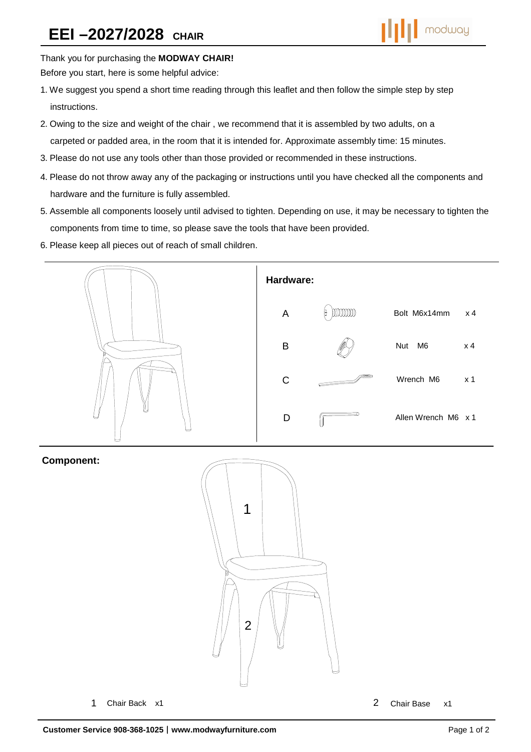# EEI –2027/2028 CHAIR

Thank you for purchasing the **MODWAY CHAIR!**

Before you start, here is some helpful advice:

1. We suggest you spend a short time reading through this leaflet and then follow the simple step by step instructions.
2. Owing to the size and weight of the chair , we recommend that it is assembled by two adults, on a carpeted or padded area, in the room that it is intended for. Approximate assembly time: 15 minutes.
3. Please do not use any tools other than those provided or recommended in these instructions.
4. Please do not throw away any of the packaging or instructions until you have checked all the components and hardware and the furniture is fully assembled.
5. Assemble all components loosely until advised to tighten. Depending on use, it may be necessary to tighten the components from time to time, so please save the tools that have been provided.
6. Please keep all pieces out of reach of small children.

**Hardware:**

| | | |
|---|---|---|
| A | Bolt M6x14mm | x 4 |
| B | Nut M6 | x 4 |
| C | Wrench M6 | x 1 |
| D | Allen Wrench M6 | x 1 |

**Component:**

1

2

1 Chair Back x1

2 Chair Base x1

**Customer Service 908-368-1025 | www.modwayfurniture.com**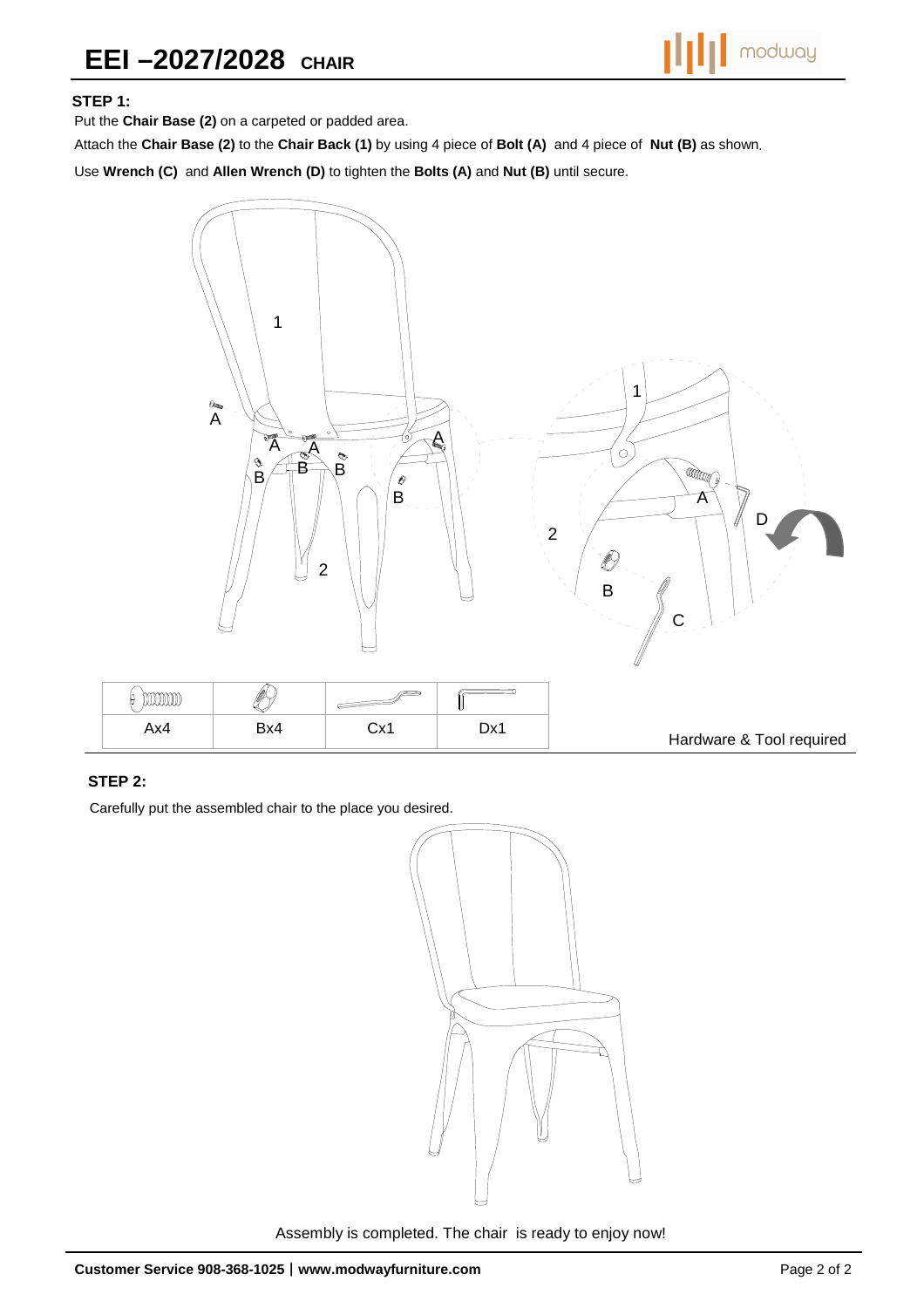# EEI –2027/2028 CHAIR

**STEP 1:**

Put the **Chair Base (2)** on a carpeted or padded area.

Attach the **Chair Base (2)** to the **Chair Back (1)** by using 4 piece of **Bolt (A)** and 4 piece of **Nut (B)** as shown.

Use **Wrench (C)** and **Allen Wrench (D)** to tighten the **Bolts (A)** and **Nut (B)** until secure.

| | | | |
|---|---|---|---|
| Ax4 | Bx4 | Cx1 | Dx1 |

Hardware & Tool required

**STEP 2:**

Carefully put the assembled chair to the place you desired.

Assembly is completed. The chair is ready to enjoy now!

**Customer Service 908-368-1025 | www.modwayfurniture.com**